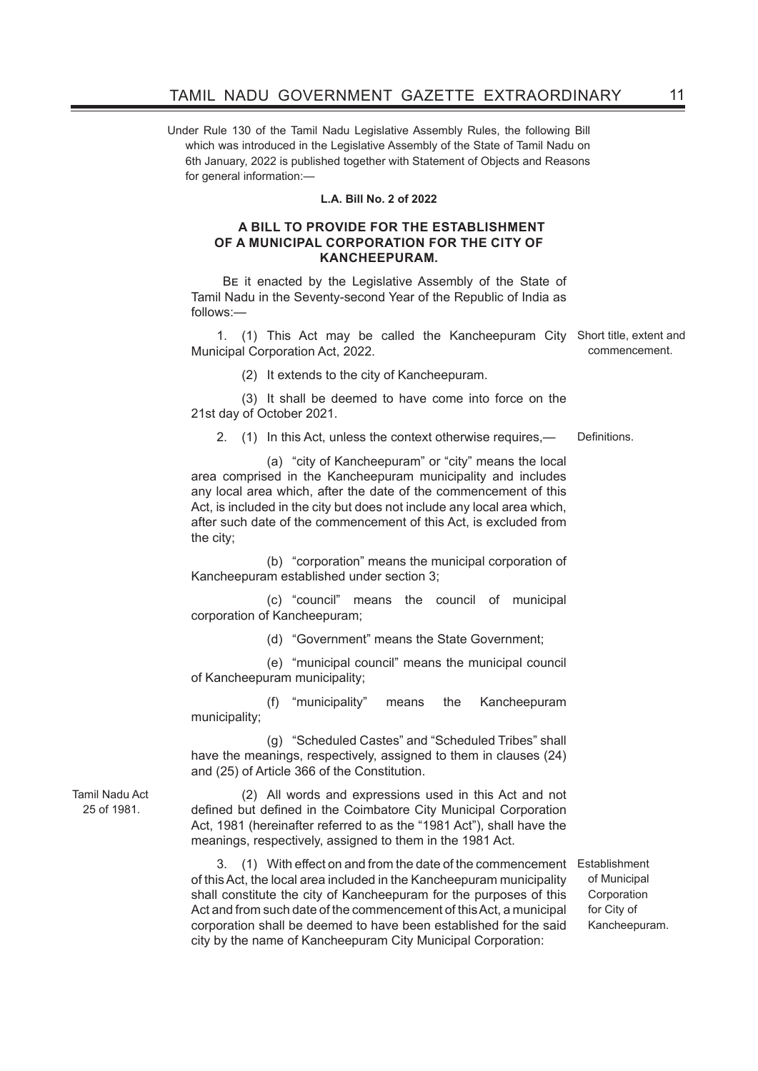Under Rule 130 of the Tamil Nadu Legislative Assembly Rules, the following Bill which was introduced in the Legislative Assembly of the State of Tamil Nadu on 6th January, 2022 is published together with Statement of Objects and Reasons for general information:—

**L.A. Bill No. 2 of 2022**

**A BILL TO PROVIDE FOR THE ESTABLISHMENT OF A MUNICIPAL CORPORATION FOR THE CITY OF KANCHEEPURAM.**

BE it enacted by the Legislative Assembly of the State of Tamil Nadu in the Seventy-second Year of the Republic of India as follows:—

*Short title, extent and commencement.*

1. (1) This Act may be called the Kancheepuram City Municipal Corporation Act, 2022.

(2) It extends to the city of Kancheepuram.

(3) It shall be deemed to have come into force on the 21st day of October 2021.

*Definitions.*

2. (1) In this Act, unless the context otherwise requires,—

(a) "city of Kancheepuram" or "city" means the local area comprised in the Kancheepuram municipality and includes any local area which, after the date of the commencement of this Act, is included in the city but does not include any local area which, after such date of the commencement of this Act, is excluded from the city;

(b) "corporation" means the municipal corporation of Kancheepuram established under section 3;

(c) "council" means the council of municipal corporation of Kancheepuram;

(d) "Government" means the State Government;

(e) "municipal council" means the municipal council of Kancheepuram municipality;

(f) "municipality" means the Kancheepuram municipality;

(g) "Scheduled Castes" and "Scheduled Tribes" shall have the meanings, respectively, assigned to them in clauses (24) and (25) of Article 366 of the Constitution.

*Tamil Nadu Act 25 of 1981.*

(2) All words and expressions used in this Act and not defined but defined in the Coimbatore City Municipal Corporation Act, 1981 (hereinafter referred to as the "1981 Act"), shall have the meanings, respectively, assigned to them in the 1981 Act.

*Establishment of Municipal Corporation for City of Kancheepuram.*

3. (1) With effect on and from the date of the commencement of this Act, the local area included in the Kancheepuram municipality shall constitute the city of Kancheepuram for the purposes of this Act and from such date of the commencement of this Act, a municipal corporation shall be deemed to have been established for the said city by the name of Kancheepuram City Municipal Corporation: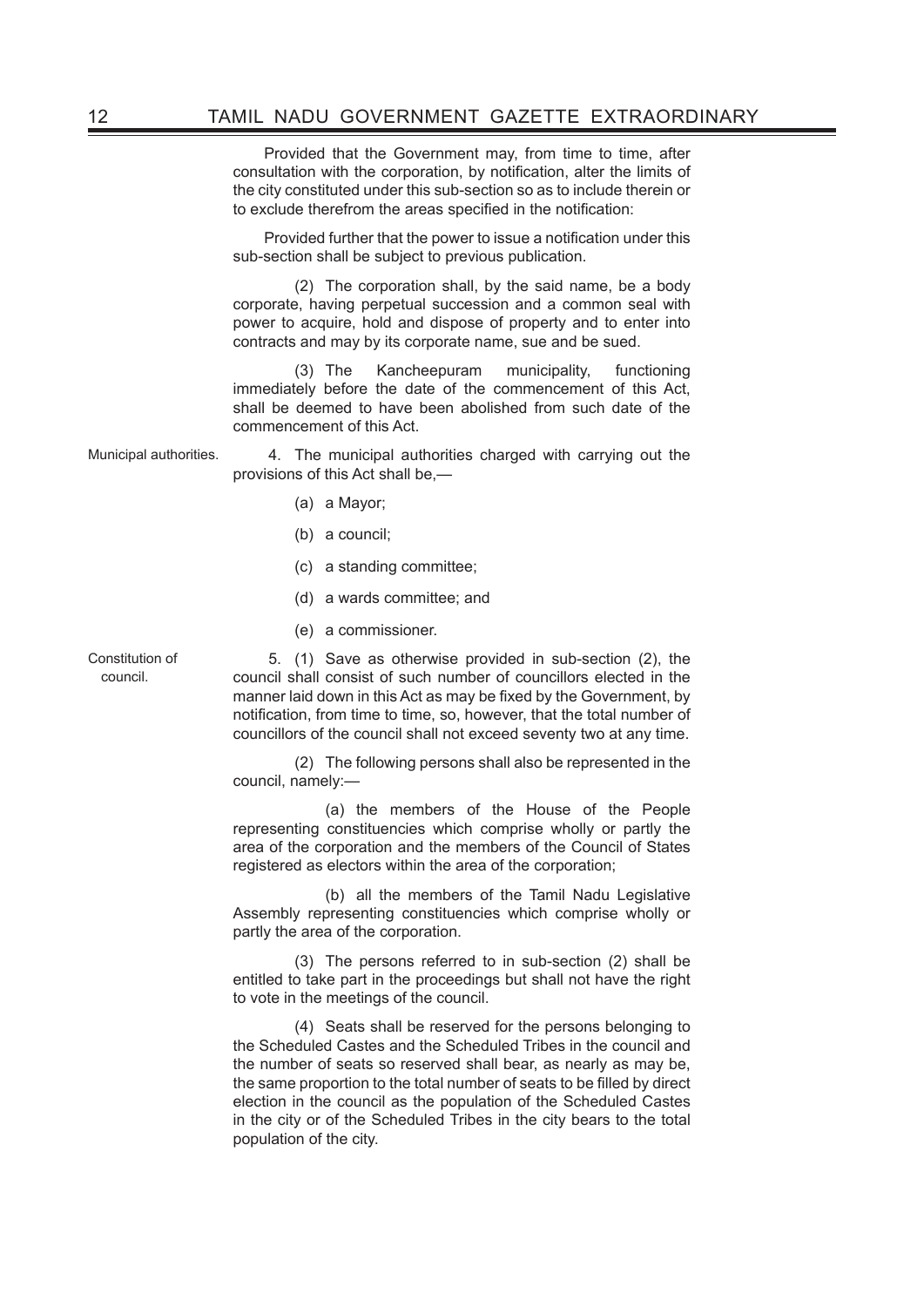Provided that the Government may, from time to time, after consultation with the corporation, by notification, alter the limits of the city constituted under this sub-section so as to include therein or to exclude therefrom the areas specified in the notification:

Provided further that the power to issue a notification under this sub-section shall be subject to previous publication.

(2) The corporation shall, by the said name, be a body corporate, having perpetual succession and a common seal with power to acquire, hold and dispose of property and to enter into contracts and may by its corporate name, sue and be sued.

(3) The Kancheepuram municipality, functioning immediately before the date of the commencement of this Act, shall be deemed to have been abolished from such date of the commencement of this Act.

Municipal authorities.

4. The municipal authorities charged with carrying out the provisions of this Act shall be,—

(a) a Mayor;

(b) a council;

(c) a standing committee;

(d) a wards committee; and

(e) a commissioner.

Constitution of council.

5. (1) Save as otherwise provided in sub-section (2), the council shall consist of such number of councillors elected in the manner laid down in this Act as may be fixed by the Government, by notification, from time to time, so, however, that the total number of councillors of the council shall not exceed seventy two at any time.

(2) The following persons shall also be represented in the council, namely:—

(a) the members of the House of the People representing constituencies which comprise wholly or partly the area of the corporation and the members of the Council of States registered as electors within the area of the corporation;

(b) all the members of the Tamil Nadu Legislative Assembly representing constituencies which comprise wholly or partly the area of the corporation.

(3) The persons referred to in sub-section (2) shall be entitled to take part in the proceedings but shall not have the right to vote in the meetings of the council.

(4) Seats shall be reserved for the persons belonging to the Scheduled Castes and the Scheduled Tribes in the council and the number of seats so reserved shall bear, as nearly as may be, the same proportion to the total number of seats to be filled by direct election in the council as the population of the Scheduled Castes in the city or of the Scheduled Tribes in the city bears to the total population of the city.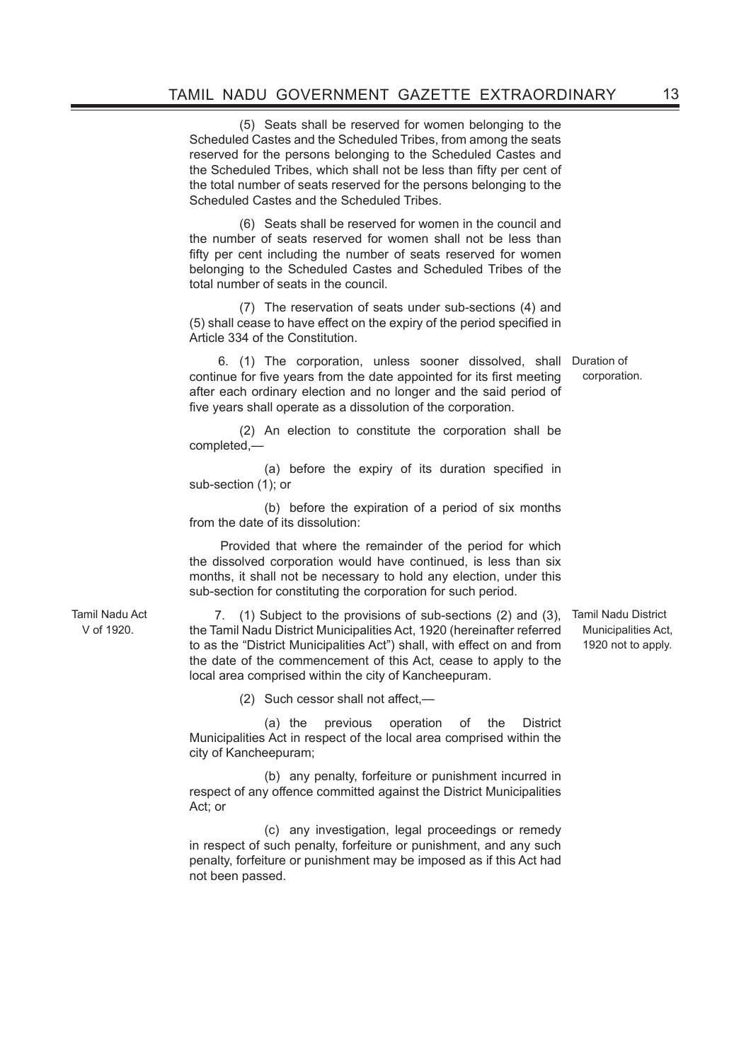(5) Seats shall be reserved for women belonging to the Scheduled Castes and the Scheduled Tribes, from among the seats reserved for the persons belonging to the Scheduled Castes and the Scheduled Tribes, which shall not be less than fifty per cent of the total number of seats reserved for the persons belonging to the Scheduled Castes and the Scheduled Tribes.

(6) Seats shall be reserved for women in the council and the number of seats reserved for women shall not be less than fifty per cent including the number of seats reserved for women belonging to the Scheduled Castes and Scheduled Tribes of the total number of seats in the council.

(7) The reservation of seats under sub-sections (4) and (5) shall cease to have effect on the expiry of the period specified in Article 334 of the Constitution.

Duration of corporation.

6. (1) The corporation, unless sooner dissolved, shall continue for five years from the date appointed for its first meeting after each ordinary election and no longer and the said period of five years shall operate as a dissolution of the corporation.

(2) An election to constitute the corporation shall be completed,—

(a) before the expiry of its duration specified in sub-section (1); or

(b) before the expiration of a period of six months from the date of its dissolution:

Provided that where the remainder of the period for which the dissolved corporation would have continued, is less than six months, it shall not be necessary to hold any election, under this sub-section for constituting the corporation for such period.

Tamil Nadu Act V of 1920.

Tamil Nadu District Municipalities Act, 1920 not to apply.

7. (1) Subject to the provisions of sub-sections (2) and (3), the Tamil Nadu District Municipalities Act, 1920 (hereinafter referred to as the "District Municipalities Act") shall, with effect on and from the date of the commencement of this Act, cease to apply to the local area comprised within the city of Kancheepuram.

(2) Such cessor shall not affect,—

(a) the previous operation of the District Municipalities Act in respect of the local area comprised within the city of Kancheepuram;

(b) any penalty, forfeiture or punishment incurred in respect of any offence committed against the District Municipalities Act; or

(c) any investigation, legal proceedings or remedy in respect of such penalty, forfeiture or punishment, and any such penalty, forfeiture or punishment may be imposed as if this Act had not been passed.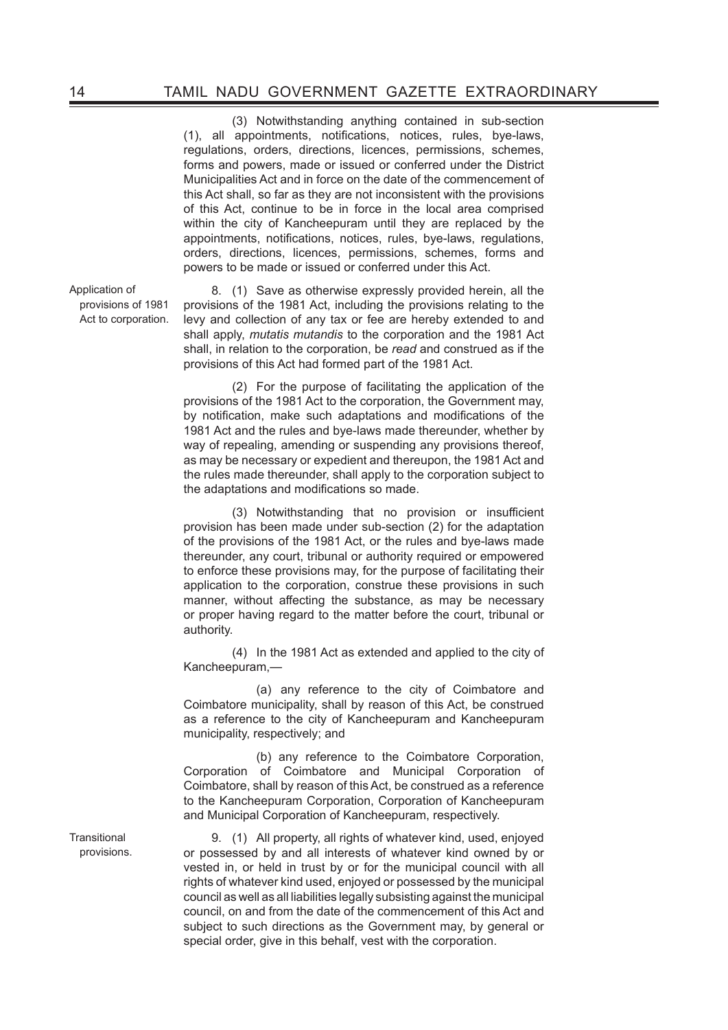(3) Notwithstanding anything contained in sub-section (1), all appointments, notifications, notices, rules, bye-laws, regulations, orders, directions, licences, permissions, schemes, forms and powers, made or issued or conferred under the District Municipalities Act and in force on the date of the commencement of this Act shall, so far as they are not inconsistent with the provisions of this Act, continue to be in force in the local area comprised within the city of Kancheepuram until they are replaced by the appointments, notifications, notices, rules, bye-laws, regulations, orders, directions, licences, permissions, schemes, forms and powers to be made or issued or conferred under this Act.

Application of provisions of 1981 Act to corporation.

8. (1) Save as otherwise expressly provided herein, all the provisions of the 1981 Act, including the provisions relating to the levy and collection of any tax or fee are hereby extended to and shall apply, *mutatis mutandis* to the corporation and the 1981 Act shall, in relation to the corporation, be *read* and construed as if the provisions of this Act had formed part of the 1981 Act.

(2) For the purpose of facilitating the application of the provisions of the 1981 Act to the corporation, the Government may, by notification, make such adaptations and modifications of the 1981 Act and the rules and bye-laws made thereunder, whether by way of repealing, amending or suspending any provisions thereof, as may be necessary or expedient and thereupon, the 1981 Act and the rules made thereunder, shall apply to the corporation subject to the adaptations and modifications so made.

(3) Notwithstanding that no provision or insufficient provision has been made under sub-section (2) for the adaptation of the provisions of the 1981 Act, or the rules and bye-laws made thereunder, any court, tribunal or authority required or empowered to enforce these provisions may, for the purpose of facilitating their application to the corporation, construe these provisions in such manner, without affecting the substance, as may be necessary or proper having regard to the matter before the court, tribunal or authority.

(4) In the 1981 Act as extended and applied to the city of Kancheepuram,—

(a) any reference to the city of Coimbatore and Coimbatore municipality, shall by reason of this Act, be construed as a reference to the city of Kancheepuram and Kancheepuram municipality, respectively; and

(b) any reference to the Coimbatore Corporation, Corporation of Coimbatore and Municipal Corporation of Coimbatore, shall by reason of this Act, be construed as a reference to the Kancheepuram Corporation, Corporation of Kancheepuram and Municipal Corporation of Kancheepuram, respectively.

Transitional provisions.

9. (1) All property, all rights of whatever kind, used, enjoyed or possessed by and all interests of whatever kind owned by or vested in, or held in trust by or for the municipal council with all rights of whatever kind used, enjoyed or possessed by the municipal council as well as all liabilities legally subsisting against the municipal council, on and from the date of the commencement of this Act and subject to such directions as the Government may, by general or special order, give in this behalf, vest with the corporation.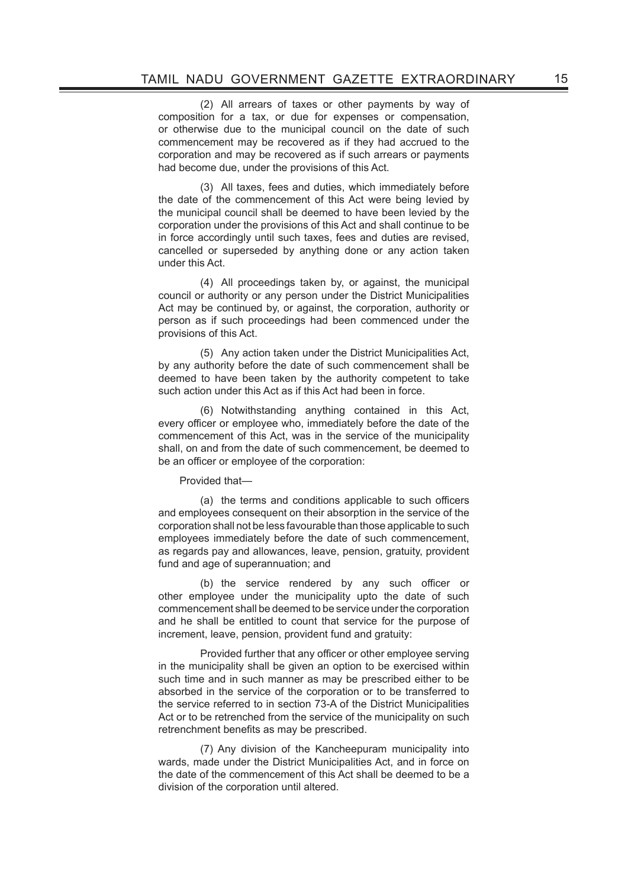(2) All arrears of taxes or other payments by way of composition for a tax, or due for expenses or compensation, or otherwise due to the municipal council on the date of such commencement may be recovered as if they had accrued to the corporation and may be recovered as if such arrears or payments had become due, under the provisions of this Act.

(3) All taxes, fees and duties, which immediately before the date of the commencement of this Act were being levied by the municipal council shall be deemed to have been levied by the corporation under the provisions of this Act and shall continue to be in force accordingly until such taxes, fees and duties are revised, cancelled or superseded by anything done or any action taken under this Act.

(4) All proceedings taken by, or against, the municipal council or authority or any person under the District Municipalities Act may be continued by, or against, the corporation, authority or person as if such proceedings had been commenced under the provisions of this Act.

(5) Any action taken under the District Municipalities Act, by any authority before the date of such commencement shall be deemed to have been taken by the authority competent to take such action under this Act as if this Act had been in force.

(6) Notwithstanding anything contained in this Act, every officer or employee who, immediately before the date of the commencement of this Act, was in the service of the municipality shall, on and from the date of such commencement, be deemed to be an officer or employee of the corporation:

Provided that—

(a) the terms and conditions applicable to such officers and employees consequent on their absorption in the service of the corporation shall not be less favourable than those applicable to such employees immediately before the date of such commencement, as regards pay and allowances, leave, pension, gratuity, provident fund and age of superannuation; and

(b) the service rendered by any such officer or other employee under the municipality upto the date of such commencement shall be deemed to be service under the corporation and he shall be entitled to count that service for the purpose of increment, leave, pension, provident fund and gratuity:

Provided further that any officer or other employee serving in the municipality shall be given an option to be exercised within such time and in such manner as may be prescribed either to be absorbed in the service of the corporation or to be transferred to the service referred to in section 73-A of the District Municipalities Act or to be retrenched from the service of the municipality on such retrenchment benefits as may be prescribed.

(7) Any division of the Kancheepuram municipality into wards, made under the District Municipalities Act, and in force on the date of the commencement of this Act shall be deemed to be a division of the corporation until altered.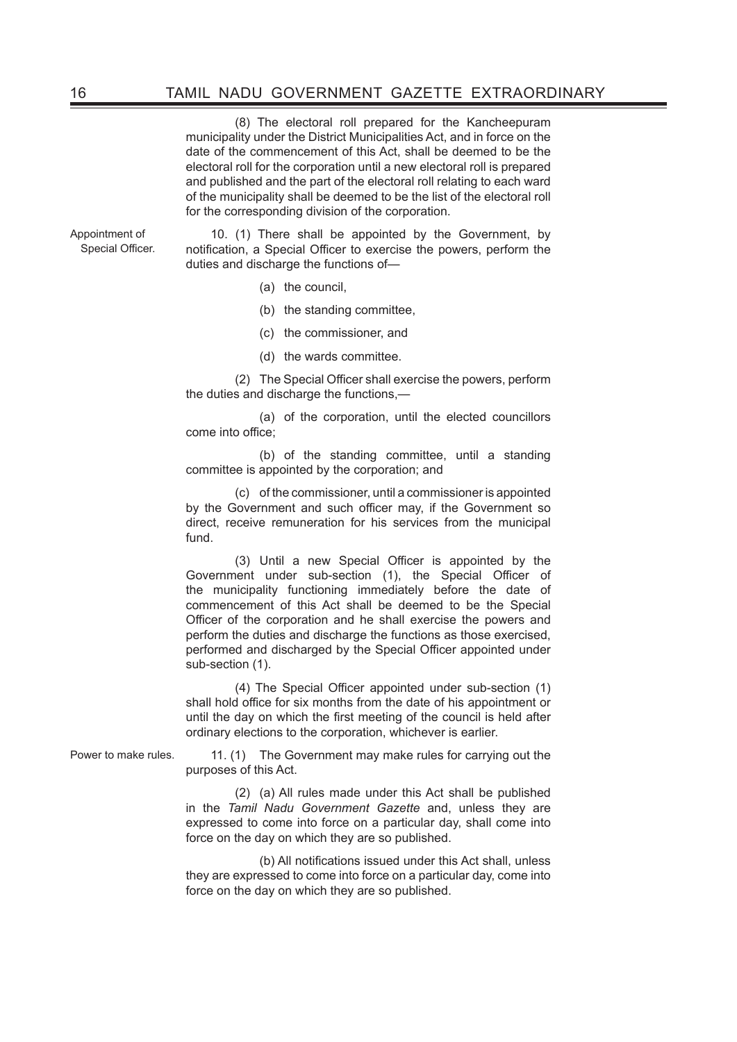(8) The electoral roll prepared for the Kancheepuram municipality under the District Municipalities Act, and in force on the date of the commencement of this Act, shall be deemed to be the electoral roll for the corporation until a new electoral roll is prepared and published and the part of the electoral roll relating to each ward of the municipality shall be deemed to be the list of the electoral roll for the corresponding division of the corporation.

**Appointment of Special Officer.**

10. (1) There shall be appointed by the Government, by notification, a Special Officer to exercise the powers, perform the duties and discharge the functions of—

(a) the council,

(b) the standing committee,

(c) the commissioner, and

(d) the wards committee.

(2) The Special Officer shall exercise the powers, perform the duties and discharge the functions,—

(a) of the corporation, until the elected councillors come into office;

(b) of the standing committee, until a standing committee is appointed by the corporation; and

(c) of the commissioner, until a commissioner is appointed by the Government and such officer may, if the Government so direct, receive remuneration for his services from the municipal fund.

(3) Until a new Special Officer is appointed by the Government under sub-section (1), the Special Officer of the municipality functioning immediately before the date of commencement of this Act shall be deemed to be the Special Officer of the corporation and he shall exercise the powers and perform the duties and discharge the functions as those exercised, performed and discharged by the Special Officer appointed under sub-section (1).

(4) The Special Officer appointed under sub-section (1) shall hold office for six months from the date of his appointment or until the day on which the first meeting of the council is held after ordinary elections to the corporation, whichever is earlier.

**Power to make rules.**

11. (1) The Government may make rules for carrying out the purposes of this Act.

(2) (a) All rules made under this Act shall be published in the *Tamil Nadu Government Gazette* and, unless they are expressed to come into force on a particular day, shall come into force on the day on which they are so published.

(b) All notifications issued under this Act shall, unless they are expressed to come into force on a particular day, come into force on the day on which they are so published.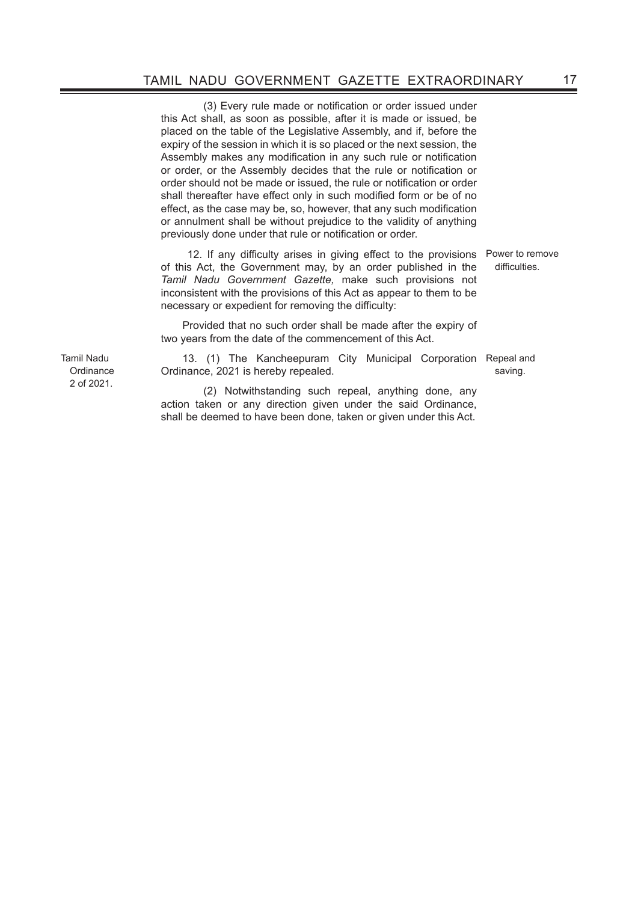(3) Every rule made or notification or order issued under this Act shall, as soon as possible, after it is made or issued, be placed on the table of the Legislative Assembly, and if, before the expiry of the session in which it is so placed or the next session, the Assembly makes any modification in any such rule or notification or order, or the Assembly decides that the rule or notification or order should not be made or issued, the rule or notification or order shall thereafter have effect only in such modified form or be of no effect, as the case may be, so, however, that any such modification or annulment shall be without prejudice to the validity of anything previously done under that rule or notification or order.

Power to remove difficulties.

12. If any difficulty arises in giving effect to the provisions of this Act, the Government may, by an order published in the *Tamil Nadu Government Gazette,* make such provisions not inconsistent with the provisions of this Act as appear to them to be necessary or expedient for removing the difficulty:

Provided that no such order shall be made after the expiry of two years from the date of the commencement of this Act.

Repeal and saving.

Tamil Nadu Ordinance 2 of 2021.

13. (1) The Kancheepuram City Municipal Corporation Ordinance, 2021 is hereby repealed.

(2) Notwithstanding such repeal, anything done, any action taken or any direction given under the said Ordinance, shall be deemed to have been done, taken or given under this Act.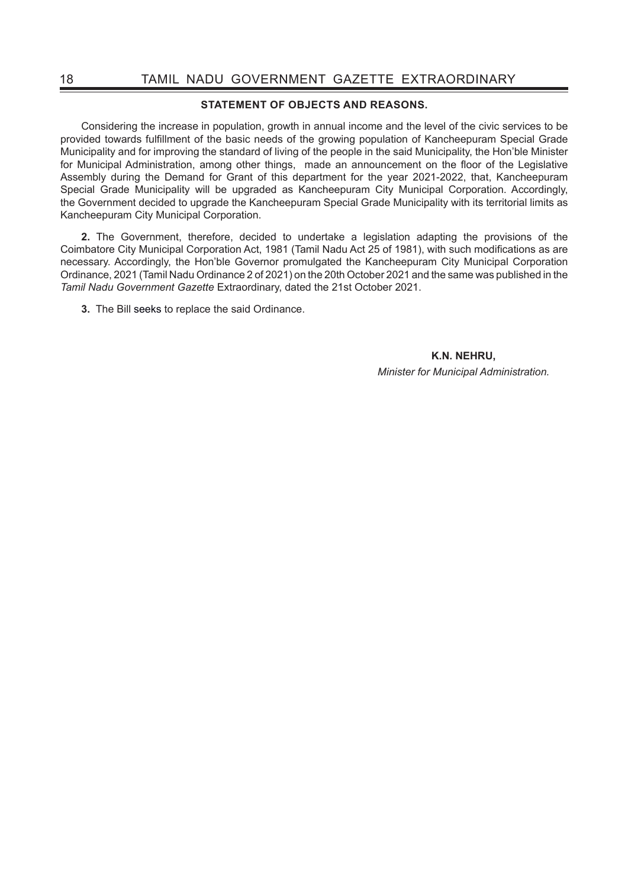## STATEMENT OF OBJECTS AND REASONS.

Considering the increase in population, growth in annual income and the level of the civic services to be provided towards fulfillment of the basic needs of the growing population of Kancheepuram Special Grade Municipality and for improving the standard of living of the people in the said Municipality, the Hon'ble Minister for Municipal Administration, among other things, made an announcement on the floor of the Legislative Assembly during the Demand for Grant of this department for the year 2021-2022, that, Kancheepuram Special Grade Municipality will be upgraded as Kancheepuram City Municipal Corporation. Accordingly, the Government decided to upgrade the Kancheepuram Special Grade Municipality with its territorial limits as Kancheepuram City Municipal Corporation.

**2.** The Government, therefore, decided to undertake a legislation adapting the provisions of the Coimbatore City Municipal Corporation Act, 1981 (Tamil Nadu Act 25 of 1981), with such modifications as are necessary. Accordingly, the Hon'ble Governor promulgated the Kancheepuram City Municipal Corporation Ordinance, 2021 (Tamil Nadu Ordinance 2 of 2021) on the 20th October 2021 and the same was published in the *Tamil Nadu Government Gazette* Extraordinary, dated the 21st October 2021.

**3.** The Bill seeks to replace the said Ordinance.

**K.N. NEHRU,**
*Minister for Municipal Administration.*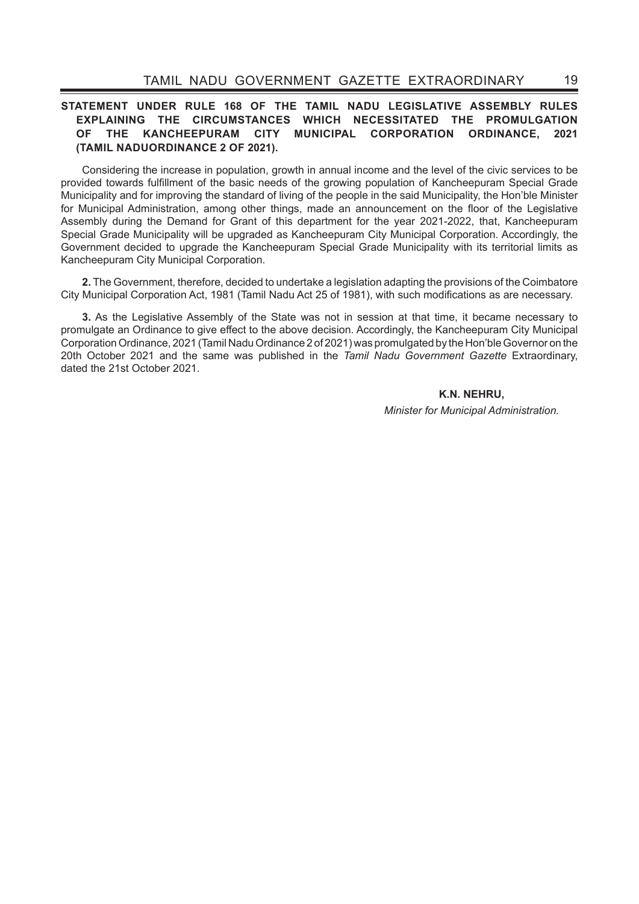**STATEMENT UNDER RULE 168 OF THE TAMIL NADU LEGISLATIVE ASSEMBLY RULES EXPLAINING THE CIRCUMSTANCES WHICH NECESSITATED THE PROMULGATION OF THE KANCHEEPURAM CITY MUNICIPAL CORPORATION ORDINANCE, 2021 (TAMIL NADUORDINANCE 2 OF 2021).**

Considering the increase in population, growth in annual income and the level of the civic services to be provided towards fulfillment of the basic needs of the growing population of Kancheepuram Special Grade Municipality and for improving the standard of living of the people in the said Municipality, the Hon'ble Minister for Municipal Administration, among other things, made an announcement on the floor of the Legislative Assembly during the Demand for Grant of this department for the year 2021-2022, that, Kancheepuram Special Grade Municipality will be upgraded as Kancheepuram City Municipal Corporation. Accordingly, the Government decided to upgrade the Kancheepuram Special Grade Municipality with its territorial limits as Kancheepuram City Municipal Corporation.

**2.** The Government, therefore, decided to undertake a legislation adapting the provisions of the Coimbatore City Municipal Corporation Act, 1981 (Tamil Nadu Act 25 of 1981), with such modifications as are necessary.

**3.** As the Legislative Assembly of the State was not in session at that time, it became necessary to promulgate an Ordinance to give effect to the above decision. Accordingly, the Kancheepuram City Municipal Corporation Ordinance, 2021 (Tamil Nadu Ordinance 2 of 2021) was promulgated by the Hon'ble Governor on the 20th October 2021 and the same was published in the *Tamil Nadu Government Gazette* Extraordinary, dated the 21st October 2021.

**K.N. NEHRU,**

*Minister for Municipal Administration.*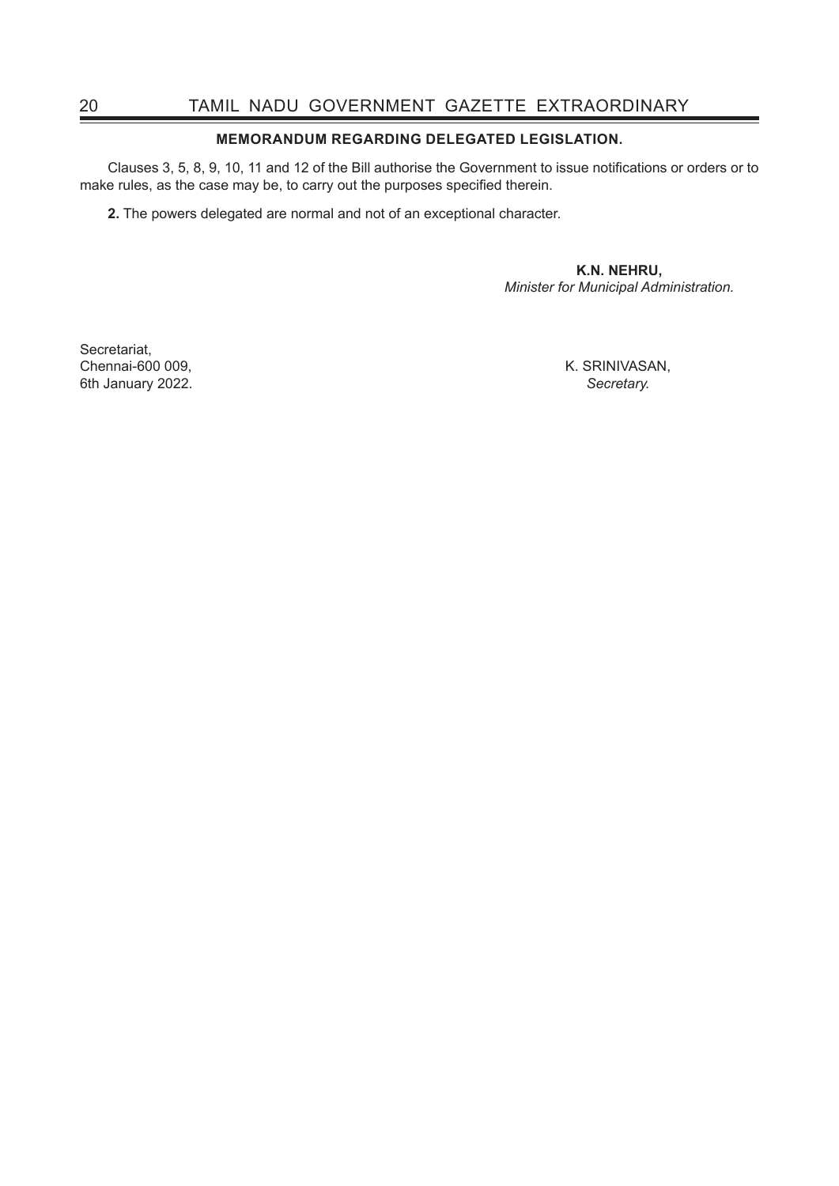## MEMORANDUM REGARDING DELEGATED LEGISLATION.

Clauses 3, 5, 8, 9, 10, 11 and 12 of the Bill authorise the Government to issue notifications or orders or to make rules, as the case may be, to carry out the purposes specified therein.

**2.** The powers delegated are normal and not of an exceptional character.

**K.N. NEHRU,**
*Minister for Municipal Administration.*

Secretariat,
Chennai-600 009,
6th January 2022.

K. SRINIVASAN,
*Secretary.*